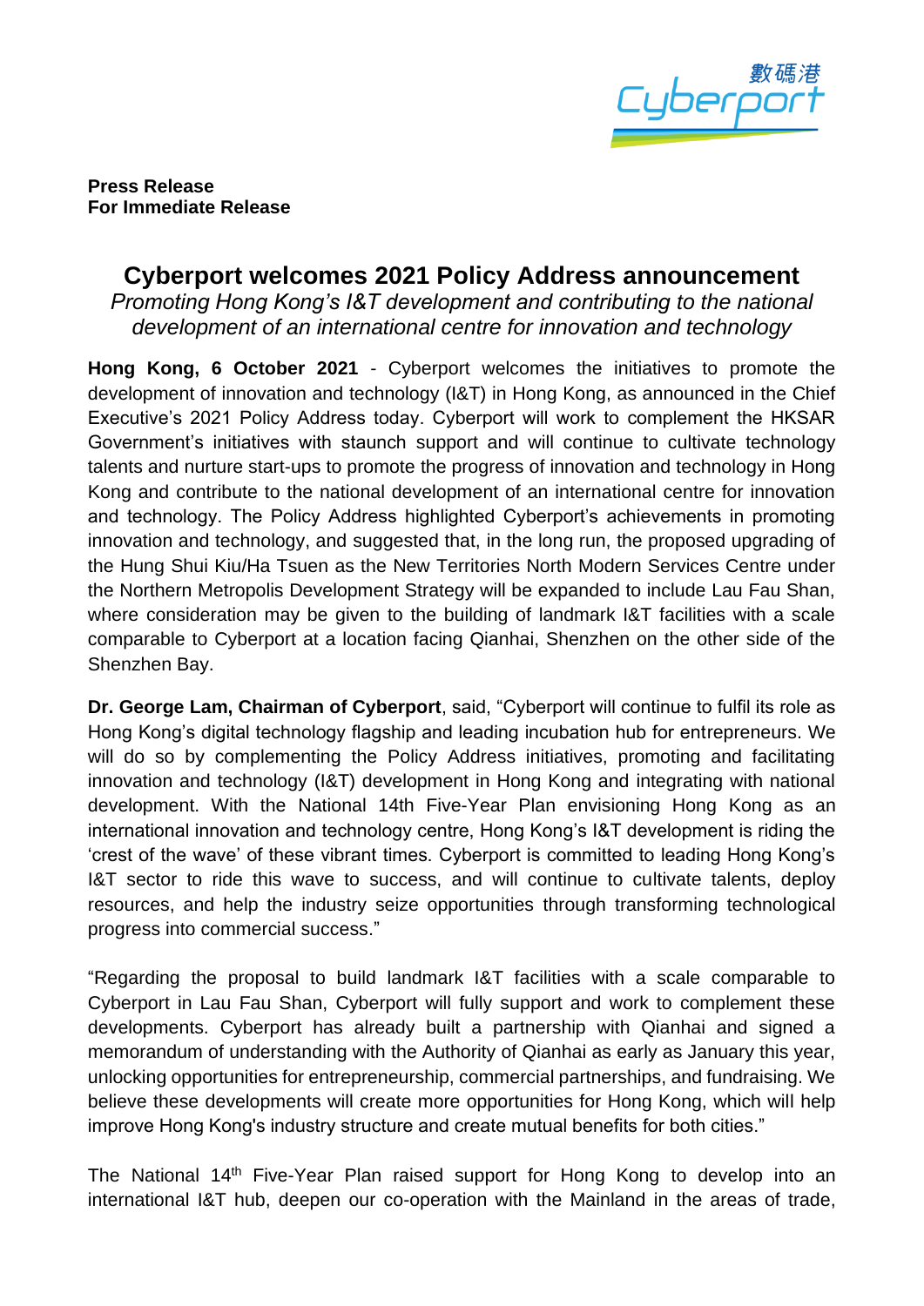**Press Release**
**For Immediate Release**

# Cyberport welcomes 2021 Policy Address announcement

*Promoting Hong Kong's I&T development and contributing to the national development of an international centre for innovation and technology*

**Hong Kong, 6 October 2021** - Cyberport welcomes the initiatives to promote the development of innovation and technology (I&T) in Hong Kong, as announced in the Chief Executive's 2021 Policy Address today. Cyberport will work to complement the HKSAR Government's initiatives with staunch support and will continue to cultivate technology talents and nurture start-ups to promote the progress of innovation and technology in Hong Kong and contribute to the national development of an international centre for innovation and technology. The Policy Address highlighted Cyberport's achievements in promoting innovation and technology, and suggested that, in the long run, the proposed upgrading of the Hung Shui Kiu/Ha Tsuen as the New Territories North Modern Services Centre under the Northern Metropolis Development Strategy will be expanded to include Lau Fau Shan, where consideration may be given to the building of landmark I&T facilities with a scale comparable to Cyberport at a location facing Qianhai, Shenzhen on the other side of the Shenzhen Bay.

**Dr. George Lam, Chairman of Cyberport**, said, "Cyberport will continue to fulfil its role as Hong Kong's digital technology flagship and leading incubation hub for entrepreneurs. We will do so by complementing the Policy Address initiatives, promoting and facilitating innovation and technology (I&T) development in Hong Kong and integrating with national development. With the National 14th Five-Year Plan envisioning Hong Kong as an international innovation and technology centre, Hong Kong's I&T development is riding the 'crest of the wave' of these vibrant times. Cyberport is committed to leading Hong Kong's I&T sector to ride this wave to success, and will continue to cultivate talents, deploy resources, and help the industry seize opportunities through transforming technological progress into commercial success."

"Regarding the proposal to build landmark I&T facilities with a scale comparable to Cyberport in Lau Fau Shan, Cyberport will fully support and work to complement these developments. Cyberport has already built a partnership with Qianhai and signed a memorandum of understanding with the Authority of Qianhai as early as January this year, unlocking opportunities for entrepreneurship, commercial partnerships, and fundraising. We believe these developments will create more opportunities for Hong Kong, which will help improve Hong Kong's industry structure and create mutual benefits for both cities."

The National 14th Five-Year Plan raised support for Hong Kong to develop into an international I&T hub, deepen our co-operation with the Mainland in the areas of trade,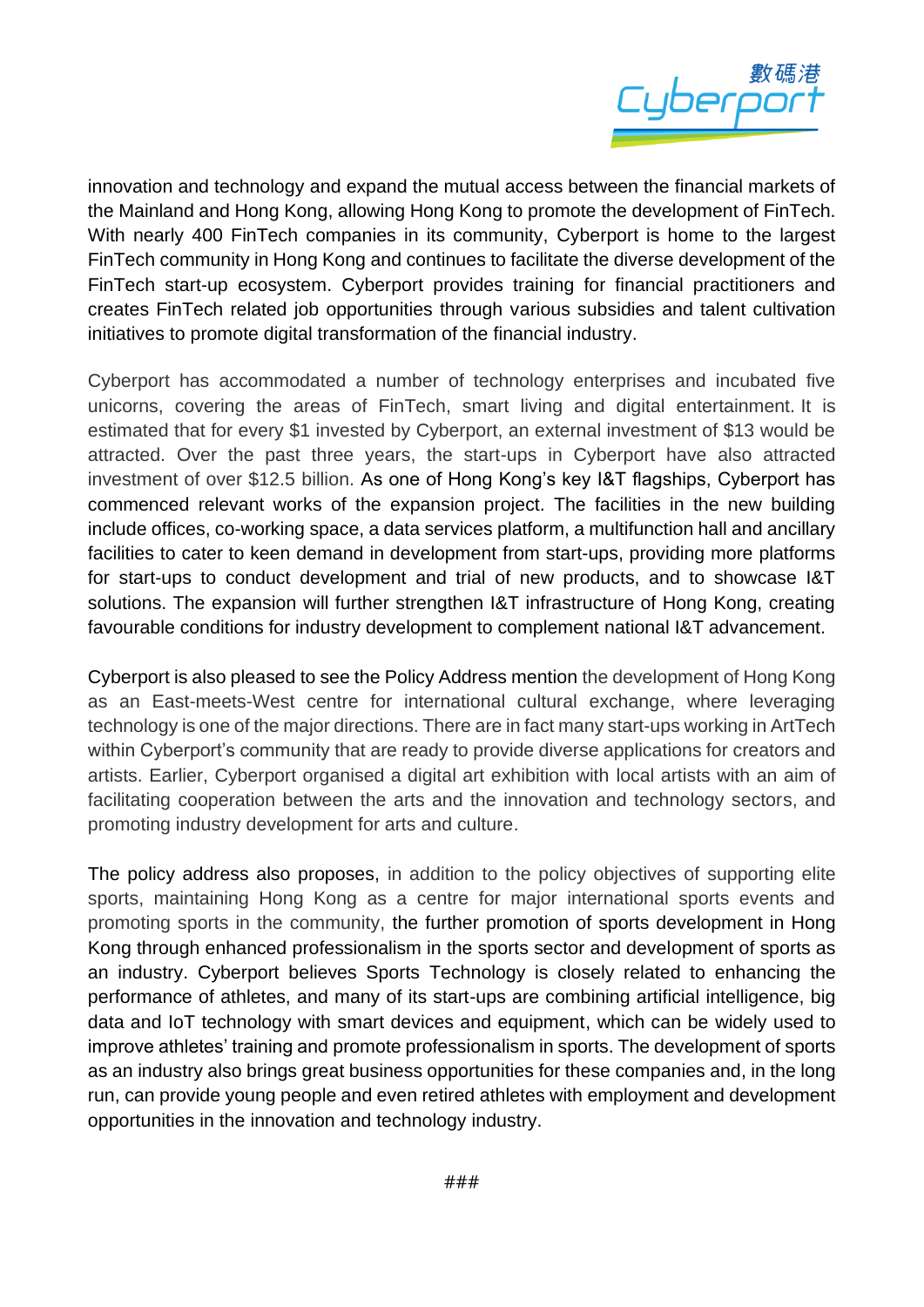innovation and technology and expand the mutual access between the financial markets of the Mainland and Hong Kong, allowing Hong Kong to promote the development of FinTech. With nearly 400 FinTech companies in its community, Cyberport is home to the largest FinTech community in Hong Kong and continues to facilitate the diverse development of the FinTech start-up ecosystem. Cyberport provides training for financial practitioners and creates FinTech related job opportunities through various subsidies and talent cultivation initiatives to promote digital transformation of the financial industry.

Cyberport has accommodated a number of technology enterprises and incubated five unicorns, covering the areas of FinTech, smart living and digital entertainment. It is estimated that for every $1 invested by Cyberport, an external investment of $13 would be attracted. Over the past three years, the start-ups in Cyberport have also attracted investment of over $12.5 billion. As one of Hong Kong's key I&T flagships, Cyberport has commenced relevant works of the expansion project. The facilities in the new building include offices, co-working space, a data services platform, a multifunction hall and ancillary facilities to cater to keen demand in development from start-ups, providing more platforms for start-ups to conduct development and trial of new products, and to showcase I&T solutions. The expansion will further strengthen I&T infrastructure of Hong Kong, creating favourable conditions for industry development to complement national I&T advancement.

Cyberport is also pleased to see the Policy Address mention the development of Hong Kong as an East-meets-West centre for international cultural exchange, where leveraging technology is one of the major directions. There are in fact many start-ups working in ArtTech within Cyberport's community that are ready to provide diverse applications for creators and artists. Earlier, Cyberport organised a digital art exhibition with local artists with an aim of facilitating cooperation between the arts and the innovation and technology sectors, and promoting industry development for arts and culture.

The policy address also proposes, in addition to the policy objectives of supporting elite sports, maintaining Hong Kong as a centre for major international sports events and promoting sports in the community, the further promotion of sports development in Hong Kong through enhanced professionalism in the sports sector and development of sports as an industry. Cyberport believes Sports Technology is closely related to enhancing the performance of athletes, and many of its start-ups are combining artificial intelligence, big data and IoT technology with smart devices and equipment, which can be widely used to improve athletes' training and promote professionalism in sports. The development of sports as an industry also brings great business opportunities for these companies and, in the long run, can provide young people and even retired athletes with employment and development opportunities in the innovation and technology industry.

###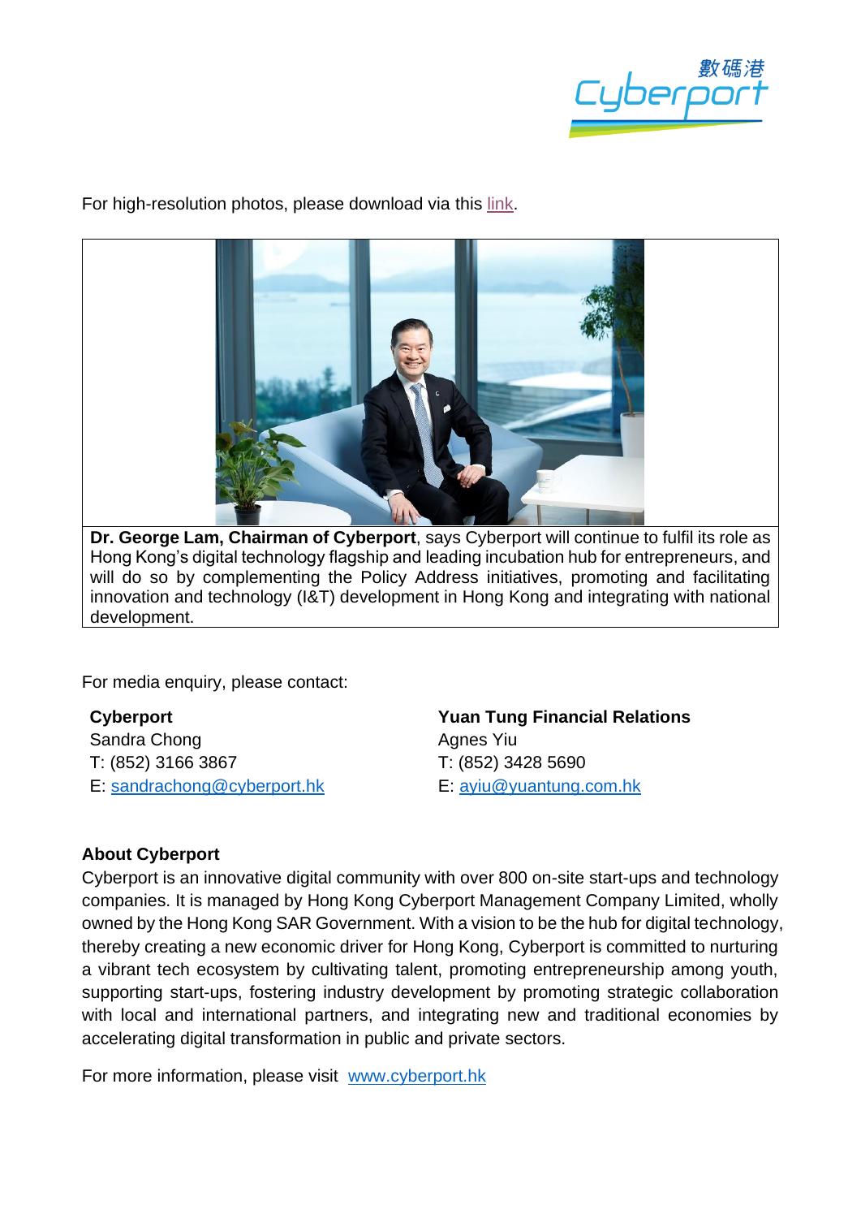For high-resolution photos, please download via this link.

**Dr. George Lam, Chairman of Cyberport**, says Cyberport will continue to fulfil its role as Hong Kong's digital technology flagship and leading incubation hub for entrepreneurs, and will do so by complementing the Policy Address initiatives, promoting and facilitating innovation and technology (I&T) development in Hong Kong and integrating with national development.

For media enquiry, please contact:

**Cyberport**
Sandra Chong
T: (852) 3166 3867
E: sandrachong@cyberport.hk

**Yuan Tung Financial Relations**
Agnes Yiu
T: (852) 3428 5690
E: ayiu@yuantung.com.hk

**About Cyberport**

Cyberport is an innovative digital community with over 800 on-site start-ups and technology companies. It is managed by Hong Kong Cyberport Management Company Limited, wholly owned by the Hong Kong SAR Government. With a vision to be the hub for digital technology, thereby creating a new economic driver for Hong Kong, Cyberport is committed to nurturing a vibrant tech ecosystem by cultivating talent, promoting entrepreneurship among youth, supporting start-ups, fostering industry development by promoting strategic collaboration with local and international partners, and integrating new and traditional economies by accelerating digital transformation in public and private sectors.

For more information, please visit www.cyberport.hk